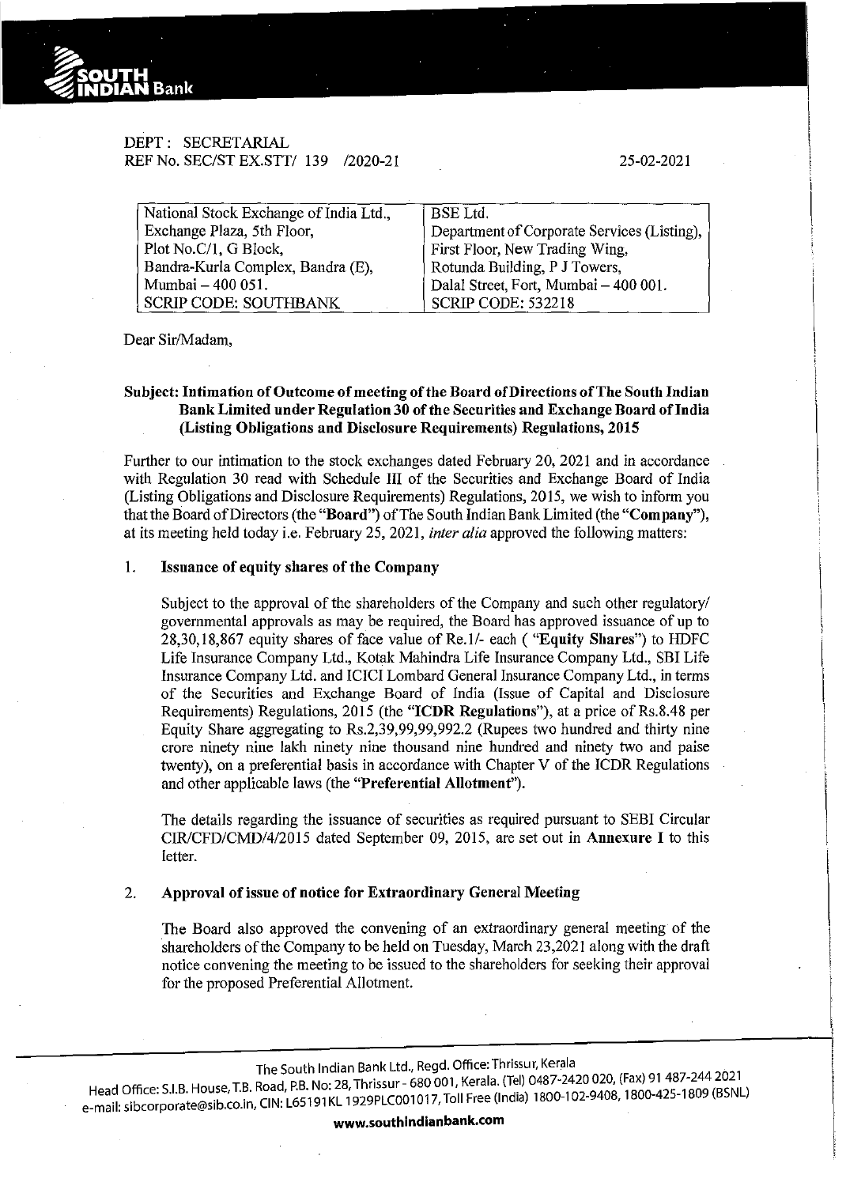DEPT : SECRETARIAL
REF No. SEC/ST EX.STT/ 139 /2020-21

25-02-2021

| National Stock Exchange of India Ltd., | BSE Ltd. |
|---|---|
| Exchange Plaza, 5th Floor, | Department of Corporate Services (Listing), |
| Plot No.C/1, G Block, | First Floor, New Trading Wing, |
| Bandra-Kurla Complex, Bandra (E), | Rotunda Building, P J Towers, |
| Mumbai – 400 051. | Dalal Street, Fort, Mumbai – 400 001. |
| SCRIP CODE: SOUTHBANK | SCRIP CODE: 532218 |

Dear Sir/Madam,

**Subject: Intimation of Outcome of meeting of the Board of Directions of The South Indian Bank Limited under Regulation 30 of the Securities and Exchange Board of India (Listing Obligations and Disclosure Requirements) Regulations, 2015**

Further to our intimation to the stock exchanges dated February 20, 2021 and in accordance with Regulation 30 read with Schedule III of the Securities and Exchange Board of India (Listing Obligations and Disclosure Requirements) Regulations, 2015, we wish to inform you that the Board of Directors (the "**Board**") of The South Indian Bank Limited (the "**Company**"), at its meeting held today i.e. February 25, 2021, *inter alia* approved the following matters:

1. **Issuance of equity shares of the Company**

   Subject to the approval of the shareholders of the Company and such other regulatory/ governmental approvals as may be required, the Board has approved issuance of up to 28,30,18,867 equity shares of face value of Re.1/- each ( "**Equity Shares**") to HDFC Life Insurance Company Ltd., Kotak Mahindra Life Insurance Company Ltd., SBI Life Insurance Company Ltd. and ICICI Lombard General Insurance Company Ltd., in terms of the Securities and Exchange Board of India (Issue of Capital and Disclosure Requirements) Regulations, 2015 (the "**ICDR Regulations**"), at a price of Rs.8.48 per Equity Share aggregating to Rs.2,39,99,99,992.2 (Rupees two hundred and thirty nine crore ninety nine lakh ninety nine thousand nine hundred and ninety two and paise twenty), on a preferential basis in accordance with Chapter V of the ICDR Regulations and other applicable laws (the "**Preferential Allotment**").

   The details regarding the issuance of securities as required pursuant to SEBI Circular CIR/CFD/CMD/4/2015 dated September 09, 2015, are set out in **Annexure I** to this letter.

2. **Approval of issue of notice for Extraordinary General Meeting**

   The Board also approved the convening of an extraordinary general meeting of the shareholders of the Company to be held on Tuesday, March 23,2021 along with the draft notice convening the meeting to be issued to the shareholders for seeking their approval for the proposed Preferential Allotment.

The South Indian Bank Ltd., Regd. Office: Thrissur, Kerala
Head Office: S.I.B. House, T.B. Road, P.B. No: 28, Thrissur - 680 001, Kerala. (Tel) 0487-2420 020, (Fax) 91 487-244 2021
e-mail: sibcorporate@sib.co.in, CIN: L65191KL1929PLC001017, Toll Free (India) 1800-102-9408, 1800-425-1809 (BSNL)
**www.southindianbank.com**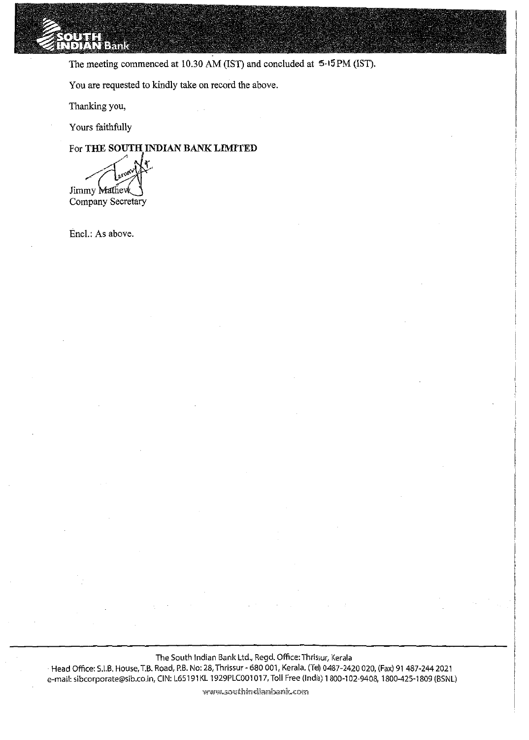The meeting commenced at 10.30 AM (IST) and concluded at 5.15 PM (IST).

You are requested to kindly take on record the above.

Thanking you,

Yours faithfully

For **THE SOUTH INDIAN BANK LIMITED**

Jimmy Mathew
Company Secretary

Encl.: As above.

The South Indian Bank Ltd., Regd. Office: Thrissur, Kerala
Head Office: S.I.B. House, T.B. Road, P.B. No: 28, Thrissur - 680 001, Kerala. (Tel) 0487-2420 020, (Fax) 91 487-244 2021
e-mail: sibcorporate@sib.co.in, CIN: L65191KL 1929PLC001017, Toll Free (India) 1 800-102-9408, 1800-425-1809 (BSNL)
www.southindianbank.com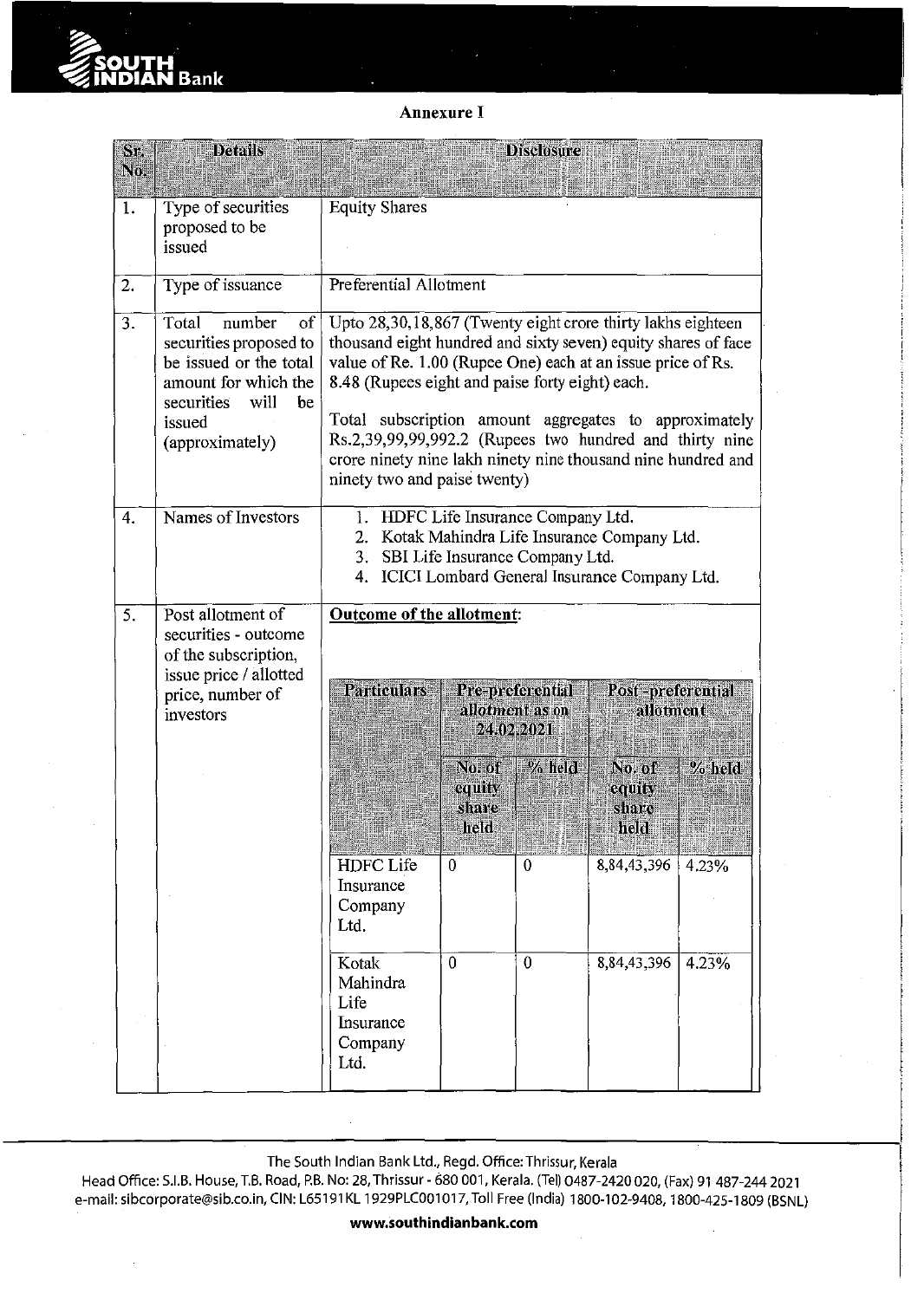## Annexure I

| Sr. No. | Details | Disclosure |
|---|---|---|
| 1. | Type of securities proposed to be issued | Equity Shares |
| 2. | Type of issuance | Preferential Allotment |
| 3. | Total number of securities proposed to be issued or the total amount for which the securities will be issued (approximately) | Upto 28,30,18,867 (Twenty eight crore thirty lakhs eighteen thousand eight hundred and sixty seven) equity shares of face value of Re. 1.00 (Rupee One) each at an issue price of Rs. 8.48 (Rupees eight and paise forty eight) each.<br><br>Total subscription amount aggregates to approximately Rs.2,39,99,99,992.2 (Rupees two hundred and thirty nine crore ninety nine lakh ninety nine thousand nine hundred and ninety two and paise twenty) |
| 4. | Names of Investors | 1. HDFC Life Insurance Company Ltd.<br>2. Kotak Mahindra Life Insurance Company Ltd.<br>3. SBI Life Insurance Company Ltd.<br>4. ICICI Lombard General Insurance Company Ltd. |
| 5. | Post allotment of securities - outcome of the subscription, issue price / allotted price, number of investors | **Outcome of the allotment**: |

| Particulars | Pre-preferential allotment as on 24.02.2021 | | Post -preferential allotment | |
|---|---|---|---|---|
| | No. of equity share held | % held | No. of equity share held | % held |
| HDFC Life Insurance Company Ltd. | 0 | 0 | 8,84,43,396 | 4.23% |
| Kotak Mahindra Life Insurance Company Ltd. | 0 | 0 | 8,84,43,396 | 4.23% |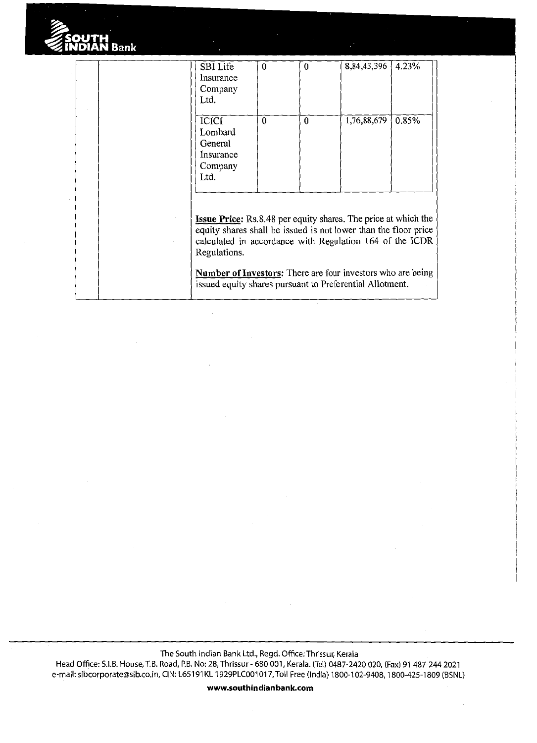| | | | | | | |
|---|---|---|---|---|---|---|
| | | SBI Life Insurance Company Ltd. | 0 | 0 | 8,84,43,396 | 4.23% |
| | | ICICI Lombard General Insurance Company Ltd. | 0 | 0 | 1,76,88,679 | 0.85% |

**Issue Price:** Rs.8.48 per equity shares. The price at which the equity shares shall be issued is not lower than the floor price calculated in accordance with Regulation 164 of the ICDR Regulations.

**Number of Investors:** There are four investors who are being issued equity shares pursuant to Preferential Allotment.